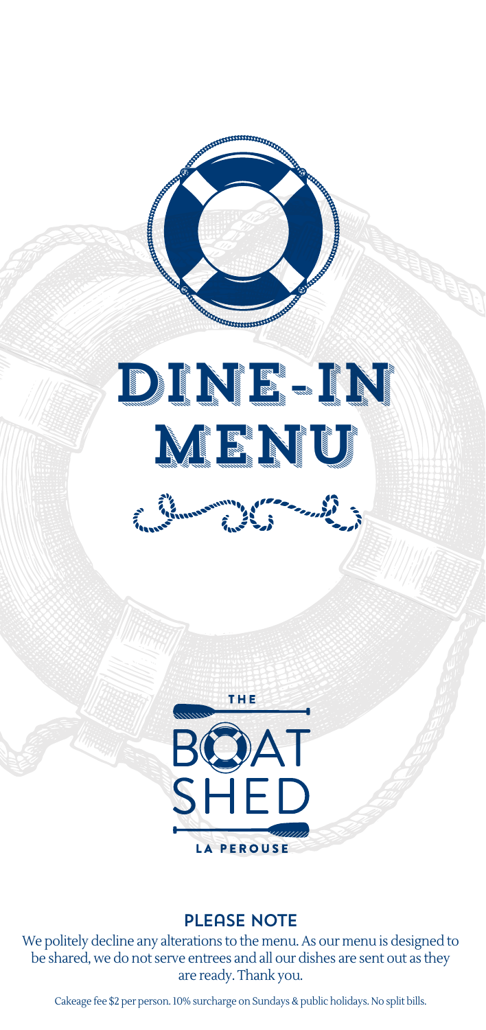# DINE-IN MENU

THE BOAT SHED

LA PEROUSE

## PLEASE NOTE

We politely decline any alterations to the menu. As our menu is designed to be shared, we do not serve entrees and all our dishes are sent out as they are ready. Thank you.

Cakeage fee $2 per person. 10% surcharge on Sundays & public holidays. No split bills.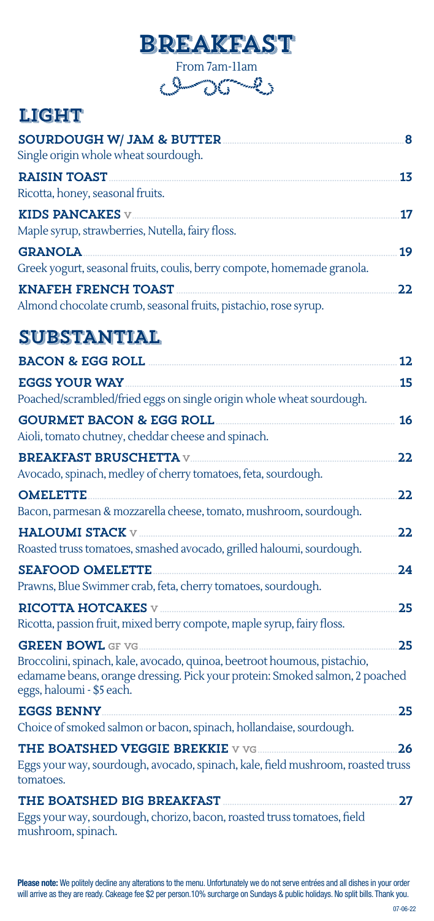# BREAKFAST

From 7am-11am

## LIGHT

**SOURDOUGH W/ JAM & BUTTER** 8
Single origin whole wheat sourdough.

**RAISIN TOAST** 13
Ricotta, honey, seasonal fruits.

**KIDS PANCAKES** v 17
Maple syrup, strawberries, Nutella, fairy floss.

**GRANOLA** 19
Greek yogurt, seasonal fruits, coulis, berry compote, homemade granola.

**KNAFEH FRENCH TOAST** 22
Almond chocolate crumb, seasonal fruits, pistachio, rose syrup.

## SUBSTANTIAL

**BACON & EGG ROLL** 12

**EGGS YOUR WAY** 15
Poached/scrambled/fried eggs on single origin whole wheat sourdough.

**GOURMET BACON & EGG ROLL** 16
Aioli, tomato chutney, cheddar cheese and spinach.

**BREAKFAST BRUSCHETTA** v 22
Avocado, spinach, medley of cherry tomatoes, feta, sourdough.

**OMELETTE** 22
Bacon, parmesan & mozzarella cheese, tomato, mushroom, sourdough.

**HALOUMI STACK** v 22
Roasted truss tomatoes, smashed avocado, grilled haloumi, sourdough.

**SEAFOOD OMELETTE** 24
Prawns, Blue Swimmer crab, feta, cherry tomatoes, sourdough.

**RICOTTA HOTCAKES** v 25
Ricotta, passion fruit, mixed berry compote, maple syrup, fairy floss.

**GREEN BOWL** GF VG 25
Broccolini, spinach, kale, avocado, quinoa, beetroot houmous, pistachio, edamame beans, orange dressing. Pick your protein: Smoked salmon, 2 poached eggs, haloumi - $5 each.

**EGGS BENNY** 25
Choice of smoked salmon or bacon, spinach, hollandaise, sourdough.

**THE BOATSHED VEGGIE BREKKIE** V VG 26
Eggs your way, sourdough, avocado, spinach, kale, field mushroom, roasted truss tomatoes.

**THE BOATSHED BIG BREAKFAST** 27
Eggs your way, sourdough, chorizo, bacon, roasted truss tomatoes, field mushroom, spinach.

**Please note:** We politely decline any alterations to the menu. Unfortunately we do not serve entrées and all dishes in your order will arrive as they are ready. Cakeage fee $2 per person. 10% surcharge on Sundays & public holidays. No split bills. Thank you.

07-06-22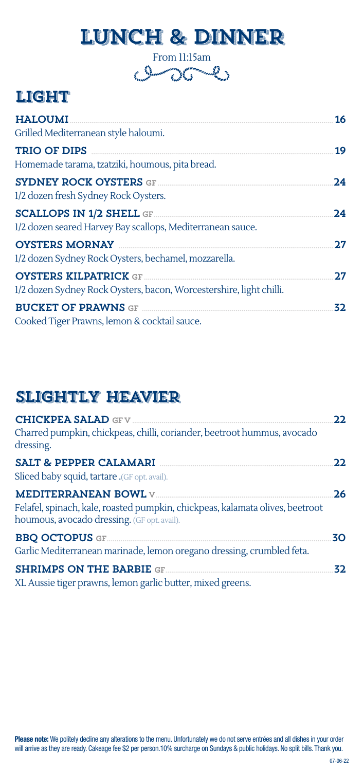# LUNCH & DINNER

From 11:15am

## LIGHT

**HALOUMI** ... 16
Grilled Mediterranean style haloumi.

**TRIO OF DIPS** ... 19
Homemade tarama, tzatziki, houmous, pita bread.

**SYDNEY ROCK OYSTERS** GF ... 24
1/2 dozen fresh Sydney Rock Oysters.

**SCALLOPS IN 1/2 SHELL** GF ... 24
1/2 dozen seared Harvey Bay scallops, Mediterranean sauce.

**OYSTERS MORNAY** ... 27
1/2 dozen Sydney Rock Oysters, bechamel, mozzarella.

**OYSTERS KILPATRICK** GF ... 27
1/2 dozen Sydney Rock Oysters, bacon, Worcestershire, light chilli.

**BUCKET OF PRAWNS** GF ... 32
Cooked Tiger Prawns, lemon & cocktail sauce.

## SLIGHTLY HEAVIER

**CHICKPEA SALAD** GF V ... 22
Charred pumpkin, chickpeas, chilli, coriander, beetroot hummus, avocado dressing.

**SALT & PEPPER CALAMARI** ... 22
Sliced baby squid, tartare .(GF opt. avail).

**MEDITERRANEAN BOWL** V ... 26
Felafel, spinach, kale, roasted pumpkin, chickpeas, kalamata olives, beetroot houmous, avocado dressing. (GF opt. avail).

**BBQ OCTOPUS** GF ... 30
Garlic Mediterranean marinade, lemon oregano dressing, crumbled feta.

**SHRIMPS ON THE BARBIE** GF ... 32
XL Aussie tiger prawns, lemon garlic butter, mixed greens.

**Please note:** We politely decline any alterations to the menu. Unfortunately we do not serve entrées and all dishes in your order will arrive as they are ready. Cakeage fee $2 per person.10% surcharge on Sundays & public holidays. No split bills. Thank you.

07-06-22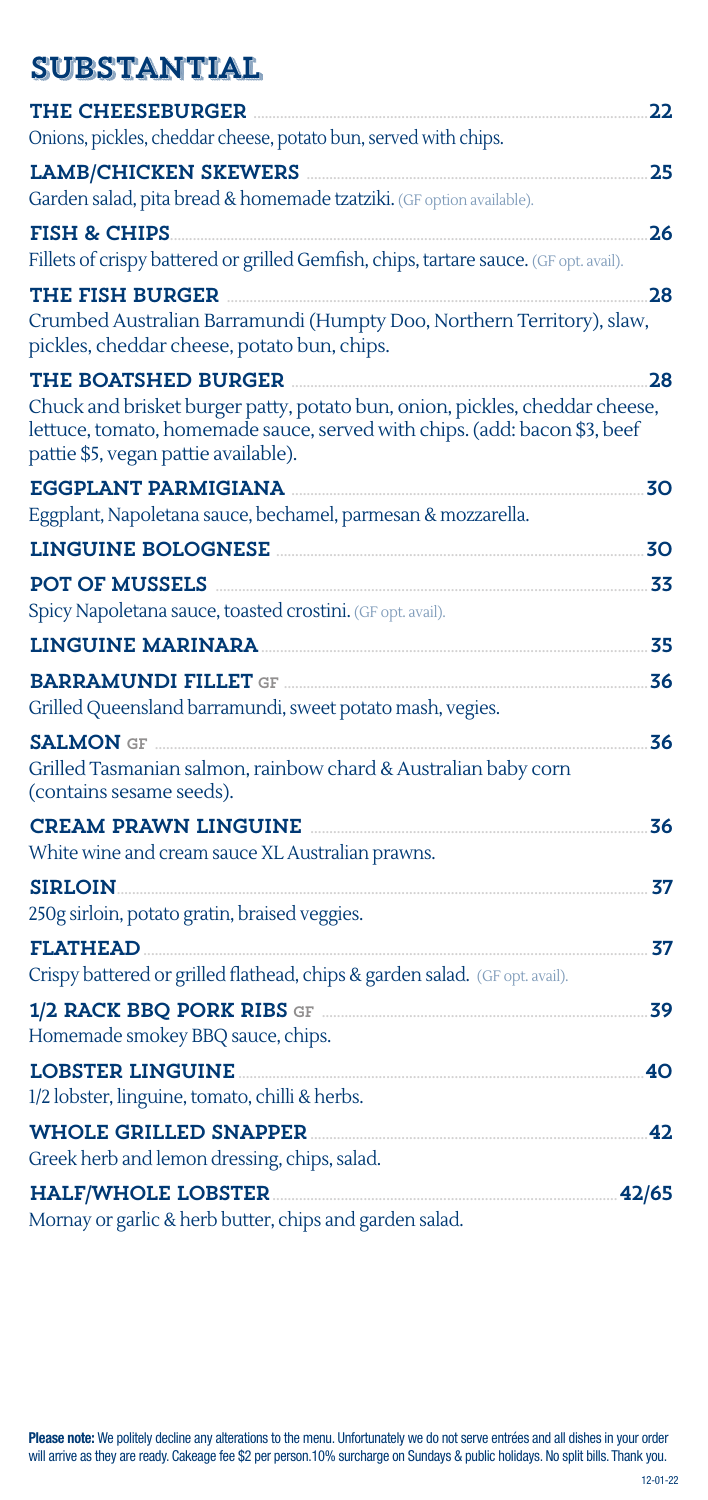# SUBSTANTIAL

**THE CHEESEBURGER** ..... 22
Onions, pickles, cheddar cheese, potato bun, served with chips.

**LAMB/CHICKEN SKEWERS** ..... 25
Garden salad, pita bread & homemade tzatziki. (GF option available).

**FISH & CHIPS** ..... 26
Fillets of crispy battered or grilled Gemfish, chips, tartare sauce. (GF opt. avail).

**THE FISH BURGER** ..... 28
Crumbed Australian Barramundi (Humpty Doo, Northern Territory), slaw, pickles, cheddar cheese, potato bun, chips.

**THE BOATSHED BURGER** ..... 28
Chuck and brisket burger patty, potato bun, onion, pickles, cheddar cheese, lettuce, tomato, homemade sauce, served with chips. (add: bacon $3, beef pattie $5, vegan pattie available).

**EGGPLANT PARMIGIANA** ..... 30
Eggplant, Napoletana sauce, bechamel, parmesan & mozzarella.

**LINGUINE BOLOGNESE** ..... 30

**POT OF MUSSELS** ..... 33
Spicy Napoletana sauce, toasted crostini. (GF opt. avail).

**LINGUINE MARINARA** ..... 35

**BARRAMUNDI FILLET** GF ..... 36
Grilled Queensland barramundi, sweet potato mash, vegies.

**SALMON** GF ..... 36
Grilled Tasmanian salmon, rainbow chard & Australian baby corn (contains sesame seeds).

**CREAM PRAWN LINGUINE** ..... 36
White wine and cream sauce XL Australian prawns.

**SIRLOIN** ..... 37
250g sirloin, potato gratin, braised veggies.

**FLATHEAD** ..... 37
Crispy battered or grilled flathead, chips & garden salad. (GF opt. avail).

**1/2 RACK BBQ PORK RIBS** GF ..... 39
Homemade smokey BBQ sauce, chips.

**LOBSTER LINGUINE** ..... 40
1/2 lobster, linguine, tomato, chilli & herbs.

**WHOLE GRILLED SNAPPER** ..... 42
Greek herb and lemon dressing, chips, salad.

**HALF/WHOLE LOBSTER** ..... 42/65
Mornay or garlic & herb butter, chips and garden salad.

**Please note:** We politely decline any alterations to the menu. Unfortunately we do not serve entrées and all dishes in your order will arrive as they are ready. Cakeage fee $2 per person. 10% surcharge on Sundays & public holidays. No split bills. Thank you.

12-01-22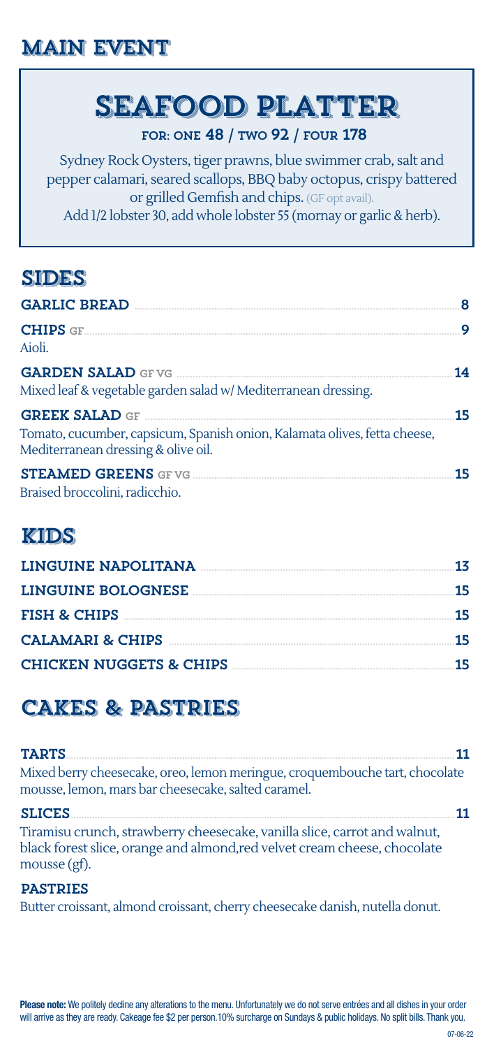# MAIN EVENT

## SEAFOOD PLATTER

**FOR: ONE 48 / TWO 92 / FOUR 178**

Sydney Rock Oysters, tiger prawns, blue swimmer crab, salt and pepper calamari, seared scallops, BBQ baby octopus, crispy battered or grilled Gemfish and chips. (GF opt avail).
Add 1/2 lobster 30, add whole lobster 55 (mornay or garlic & herb).

## SIDES

**GARLIC BREAD** ........ 8

**CHIPS** GF ........ 9
Aioli.

**GARDEN SALAD** GF VG ........ 14
Mixed leaf & vegetable garden salad w/ Mediterranean dressing.

**GREEK SALAD** GF ........ 15
Tomato, cucumber, capsicum, Spanish onion, Kalamata olives, fetta cheese, Mediterranean dressing & olive oil.

**STEAMED GREENS** GF VG ........ 15
Braised broccolini, radicchio.

## KIDS

**LINGUINE NAPOLITANA** ........ 13

**LINGUINE BOLOGNESE** ........ 15

**FISH & CHIPS** ........ 15

**CALAMARI & CHIPS** ........ 15

**CHICKEN NUGGETS & CHIPS** ........ 15

## CAKES & PASTRIES

**TARTS** ........ 11
Mixed berry cheesecake, oreo, lemon meringue, croquembouche tart, chocolate mousse, lemon, mars bar cheesecake, salted caramel.

**SLICES** ........ 11
Tiramisu crunch, strawberry cheesecake, vanilla slice, carrot and walnut, black forest slice, orange and almond,red velvet cream cheese, chocolate mousse (gf).

**PASTRIES**
Butter croissant, almond croissant, cherry cheesecake danish, nutella donut.

**Please note:** We politely decline any alterations to the menu. Unfortunately we do not serve entrées and all dishes in your order will arrive as they are ready. Cakeage fee $2 per person.10% surcharge on Sundays & public holidays. No split bills. Thank you.

07-06-22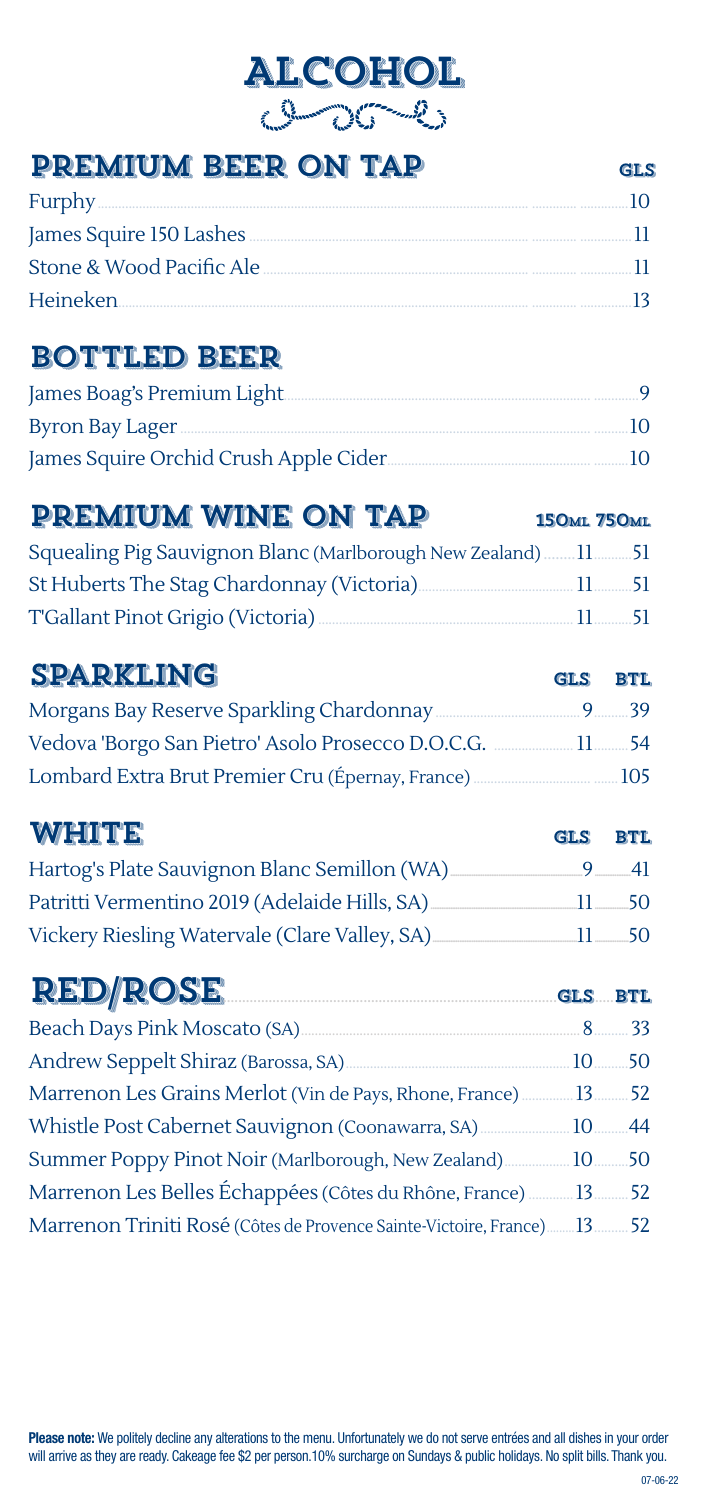# ALCOHOL

## PREMIUM BEER ON TAP

| | GLS |
|---|---|
| Furphy | 10 |
| James Squire 150 Lashes | 11 |
| Stone & Wood Pacific Ale | 11 |
| Heineken | 13 |

## BOTTLED BEER

| | |
|---|---|
| James Boag's Premium Light | 9 |
| Byron Bay Lager | 10 |
| James Squire Orchid Crush Apple Cider | 10 |

## PREMIUM WINE ON TAP

| | 150ML | 750ML |
|---|---|---|
| Squealing Pig Sauvignon Blanc (Marlborough New Zealand) | 11 | 51 |
| St Huberts The Stag Chardonnay (Victoria) | 11 | 51 |
| T'Gallant Pinot Grigio (Victoria) | 11 | 51 |

## SPARKLING

| | GLS | BTL |
|---|---|---|
| Morgans Bay Reserve Sparkling Chardonnay | 9 | 39 |
| Vedova 'Borgo San Pietro' Asolo Prosecco D.O.C.G. | 11 | 54 |
| Lombard Extra Brut Premier Cru (Épernay, France) | | 105 |

## WHITE

| | GLS | BTL |
|---|---|---|
| Hartog's Plate Sauvignon Blanc Semillon (WA) | 9 | 41 |
| Patritti Vermentino 2019 (Adelaide Hills, SA) | 11 | 50 |
| Vickery Riesling Watervale (Clare Valley, SA) | 11 | 50 |

## RED/ROSE

| | GLS | BTL |
|---|---|---|
| Beach Days Pink Moscato (SA) | 8 | 33 |
| Andrew Seppelt Shiraz (Barossa, SA) | 10 | 50 |
| Marrenon Les Grains Merlot (Vin de Pays, Rhone, France) | 13 | 52 |
| Whistle Post Cabernet Sauvignon (Coonawarra, SA) | 10 | 44 |
| Summer Poppy Pinot Noir (Marlborough, New Zealand) | 10 | 50 |
| Marrenon Les Belles Échappées (Côtes du Rhône, France) | 13 | 52 |
| Marrenon Triniti Rosé (Côtes de Provence Sainte-Victoire, France) | 13 | 52 |

**Please note:** We politely decline any alterations to the menu. Unfortunately we do not serve entrées and all dishes in your order will arrive as they are ready. Cakeage fee $2 per person. 10% surcharge on Sundays & public holidays. No split bills. Thank you.

07-06-22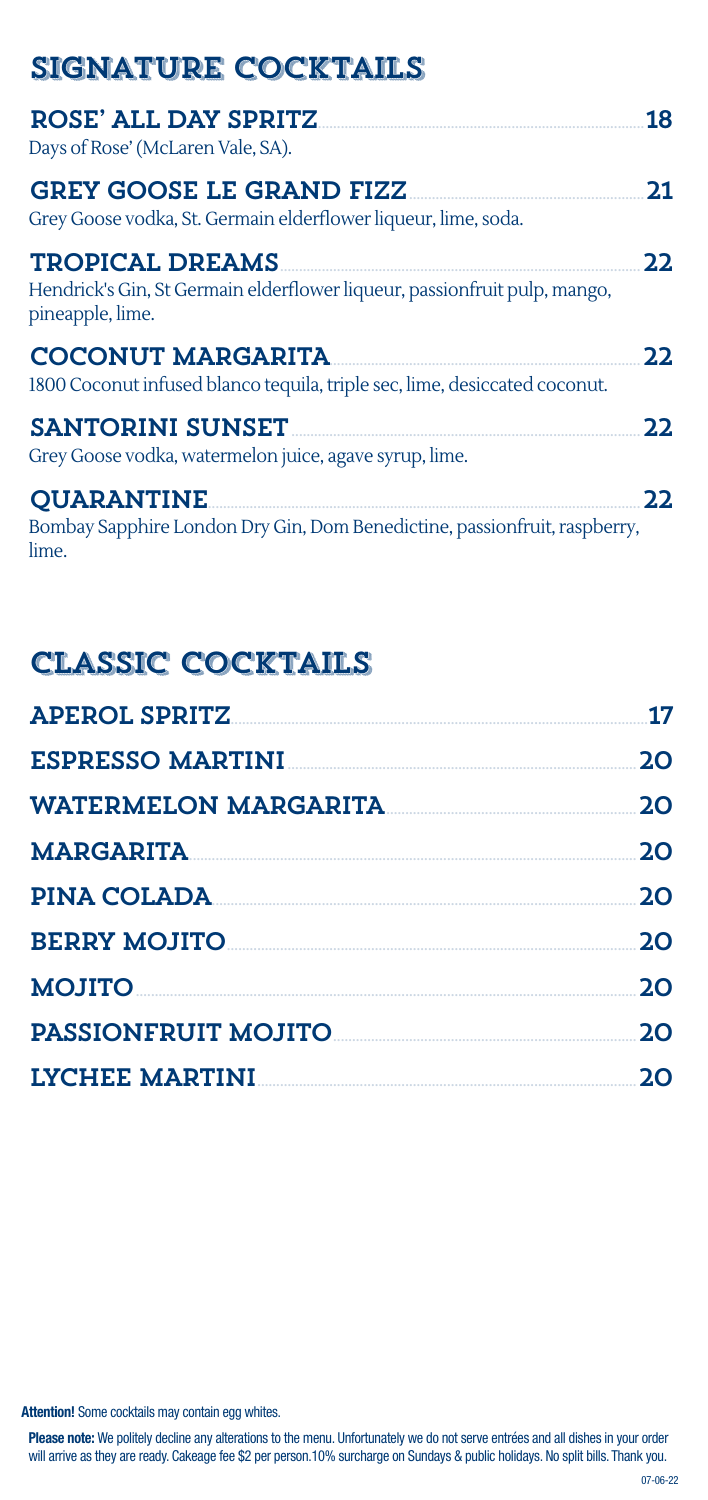# SIGNATURE COCKTAILS

**ROSE' ALL DAY SPRITZ** — 18
Days of Rose' (McLaren Vale, SA).

**GREY GOOSE LE GRAND FIZZ** — 21
Grey Goose vodka, St. Germain elderflower liqueur, lime, soda.

**TROPICAL DREAMS** — 22
Hendrick's Gin, St Germain elderflower liqueur, passionfruit pulp, mango, pineapple, lime.

**COCONUT MARGARITA** — 22
1800 Coconut infused blanco tequila, triple sec, lime, desiccated coconut.

**SANTORINI SUNSET** — 22
Grey Goose vodka, watermelon juice, agave syrup, lime.

**QUARANTINE** — 22
Bombay Sapphire London Dry Gin, Dom Benedictine, passionfruit, raspberry, lime.

# CLASSIC COCKTAILS

**APEROL SPRITZ** — 17

**ESPRESSO MARTINI** — 20

**WATERMELON MARGARITA** — 20

**MARGARITA** — 20

**PINA COLADA** — 20

**BERRY MOJITO** — 20

**MOJITO** — 20

**PASSIONFRUIT MOJITO** — 20

**LYCHEE MARTINI** — 20

**Attention!** Some cocktails may contain egg whites.

**Please note:** We politely decline any alterations to the menu. Unfortunately we do not serve entrées and all dishes in your order will arrive as they are ready. Cakeage fee $2 per person.10% surcharge on Sundays & public holidays. No split bills. Thank you.

07-06-22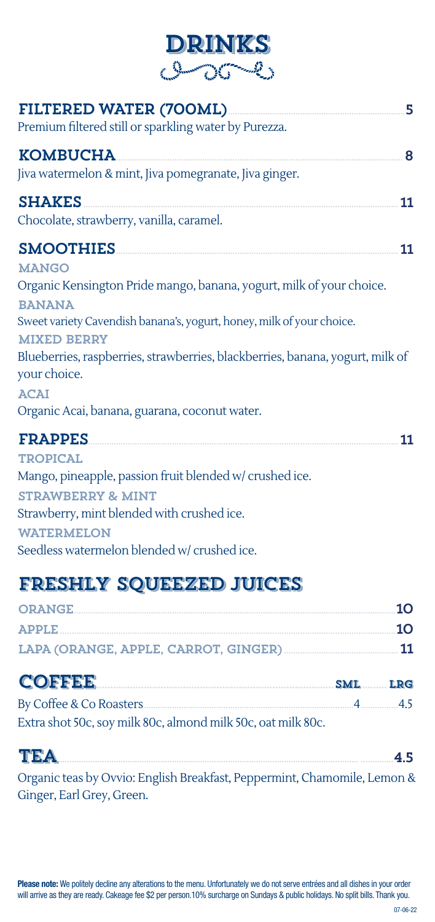# DRINKS

## FILTERED WATER (700ML) — 5

Premium filtered still or sparkling water by Purezza.

## KOMBUCHA — 8

Jiva watermelon & mint, Jiva pomegranate, Jiva ginger.

## SHAKES — 11

Chocolate, strawberry, vanilla, caramel.

## SMOOTHIES — 11

### MANGO

Organic Kensington Pride mango, banana, yogurt, milk of your choice.

### BANANA

Sweet variety Cavendish banana's, yogurt, honey, milk of your choice.

### MIXED BERRY

Blueberries, raspberries, strawberries, blackberries, banana, yogurt, milk of your choice.

### ACAI

Organic Acai, banana, guarana, coconut water.

## FRAPPES — 11

### TROPICAL

Mango, pineapple, passion fruit blended w/ crushed ice.

### STRAWBERRY & MINT

Strawberry, mint blended with crushed ice.

### WATERMELON

Seedless watermelon blended w/ crushed ice.

## FRESHLY SQUEEZED JUICES

| | |
|---|---|
| ORANGE | 10 |
| APPLE | 10 |
| LAPA (ORANGE, APPLE, CARROT, GINGER) | 11 |

## COFFEE

| | SML | LRG |
|---|---|---|
| By Coffee & Co Roasters | 4 | 4.5 |

Extra shot 50c, soy milk 80c, almond milk 50c, oat milk 80c.

## TEA — 4.5

Organic teas by Ovvio: English Breakfast, Peppermint, Chamomile, Lemon & Ginger, Earl Grey, Green.

**Please note:** We politely decline any alterations to the menu. Unfortunately we do not serve entrées and all dishes in your order will arrive as they are ready. Cakeage fee $2 per person. 10% surcharge on Sundays & public holidays. No split bills. Thank you.

07-06-22